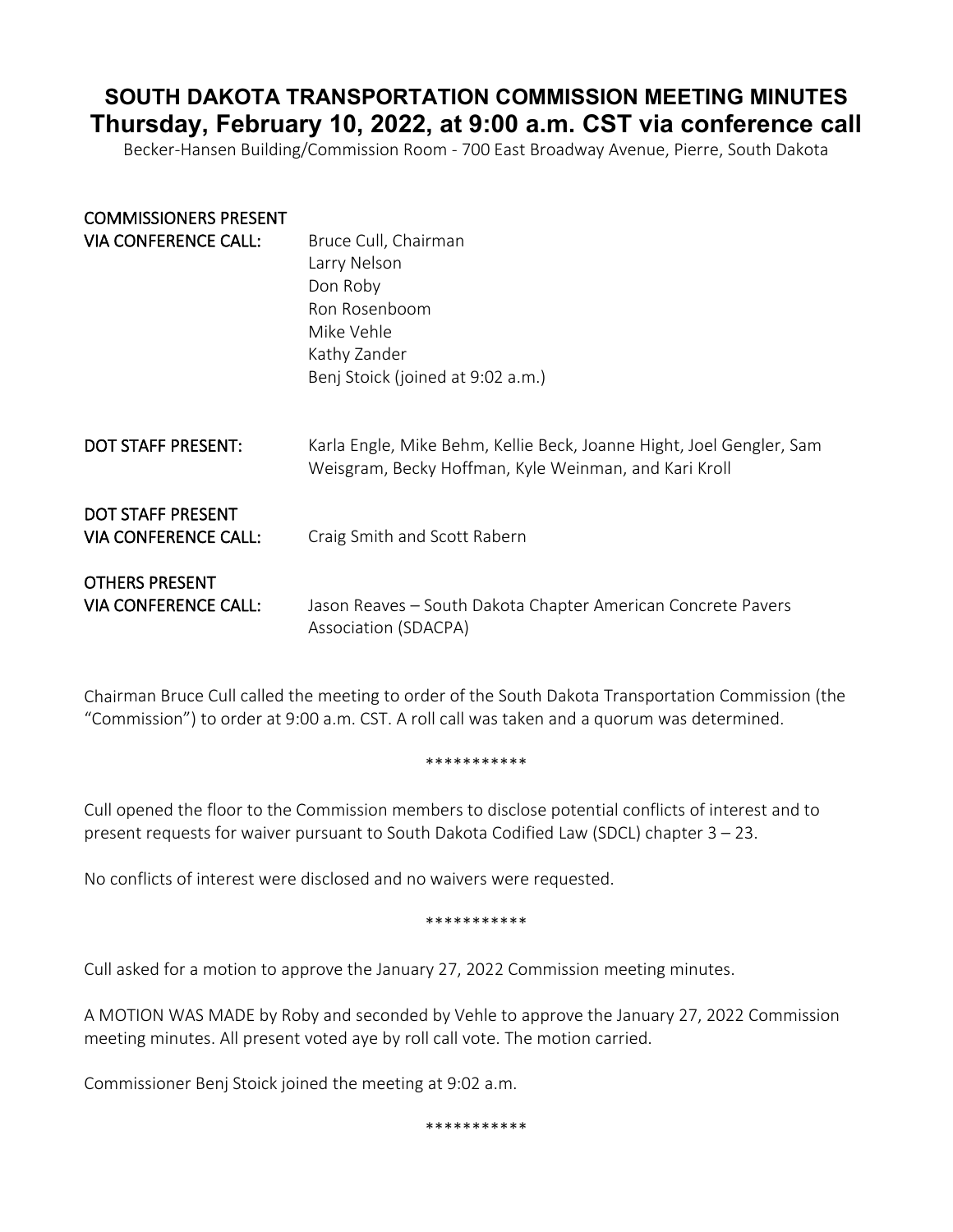# SOUTH DAKOTA TRANSPORTATION COMMISSION MEETING MINUTES
## Thursday, February 10, 2022, at 9:00 a.m. CST via conference call

Becker-Hansen Building/Commission Room - 700 East Broadway Avenue, Pierre, South Dakota

| | |
|---|---|
| **COMMISSIONERS PRESENT VIA CONFERENCE CALL:** | Bruce Cull, Chairman<br>Larry Nelson<br>Don Roby<br>Ron Rosenboom<br>Mike Vehle<br>Kathy Zander<br>Benj Stoick (joined at 9:02 a.m.) |
| **DOT STAFF PRESENT:** | Karla Engle, Mike Behm, Kellie Beck, Joanne Hight, Joel Gengler, Sam Weisgram, Becky Hoffman, Kyle Weinman, and Kari Kroll |
| **DOT STAFF PRESENT VIA CONFERENCE CALL:** | Craig Smith and Scott Rabern |
| **OTHERS PRESENT VIA CONFERENCE CALL:** | Jason Reaves – South Dakota Chapter American Concrete Pavers Association (SDACPA) |

Chairman Bruce Cull called the meeting to order of the South Dakota Transportation Commission (the "Commission") to order at 9:00 a.m. CST. A roll call was taken and a quorum was determined.

***********

Cull opened the floor to the Commission members to disclose potential conflicts of interest and to present requests for waiver pursuant to South Dakota Codified Law (SDCL) chapter 3 – 23.

No conflicts of interest were disclosed and no waivers were requested.

***********

Cull asked for a motion to approve the January 27, 2022 Commission meeting minutes.

A MOTION WAS MADE by Roby and seconded by Vehle to approve the January 27, 2022 Commission meeting minutes. All present voted aye by roll call vote. The motion carried.

Commissioner Benj Stoick joined the meeting at 9:02 a.m.

***********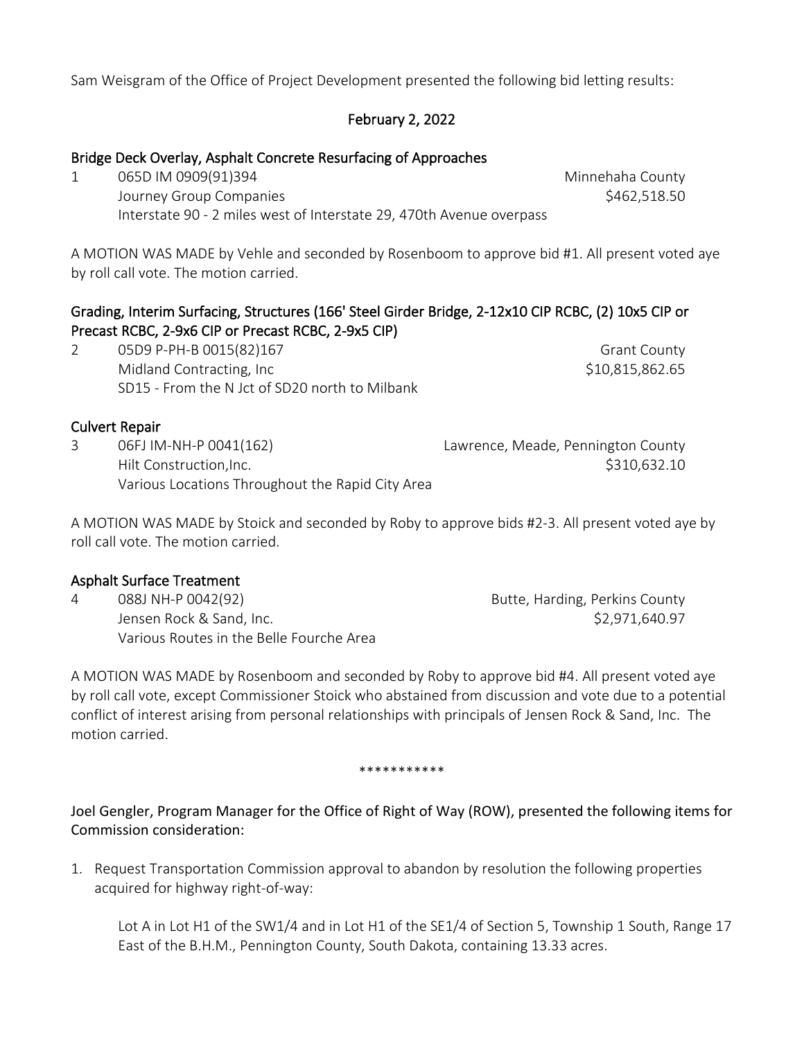Sam Weisgram of the Office of Project Development presented the following bid letting results:

## February 2, 2022

### Bridge Deck Overlay, Asphalt Concrete Resurfacing of Approaches

1 065D IM 0909(91)394 — Minnehaha County
Journey Group Companies — $462,518.50
Interstate 90 - 2 miles west of Interstate 29, 470th Avenue overpass

A MOTION WAS MADE by Vehle and seconded by Rosenboom to approve bid #1. All present voted aye by roll call vote. The motion carried.

### Grading, Interim Surfacing, Structures (166' Steel Girder Bridge, 2-12x10 CIP RCBC, (2) 10x5 CIP or Precast RCBC, 2-9x6 CIP or Precast RCBC, 2-9x5 CIP)

2 05D9 P-PH-B 0015(82)167 — Grant County
Midland Contracting, Inc — $10,815,862.65
SD15 - From the N Jct of SD20 north to Milbank

### Culvert Repair

3 06FJ IM-NH-P 0041(162) — Lawrence, Meade, Pennington County
Hilt Construction,Inc. — $310,632.10
Various Locations Throughout the Rapid City Area

A MOTION WAS MADE by Stoick and seconded by Roby to approve bids #2-3. All present voted aye by roll call vote. The motion carried.

### Asphalt Surface Treatment

4 088J NH-P 0042(92) — Butte, Harding, Perkins County
Jensen Rock & Sand, Inc. — $2,971,640.97
Various Routes in the Belle Fourche Area

A MOTION WAS MADE by Rosenboom and seconded by Roby to approve bid #4. All present voted aye by roll call vote, except Commissioner Stoick who abstained from discussion and vote due to a potential conflict of interest arising from personal relationships with principals of Jensen Rock & Sand, Inc. The motion carried.

***********

Joel Gengler, Program Manager for the Office of Right of Way (ROW), presented the following items for Commission consideration:

1. Request Transportation Commission approval to abandon by resolution the following properties acquired for highway right-of-way:

   Lot A in Lot H1 of the SW1/4 and in Lot H1 of the SE1/4 of Section 5, Township 1 South, Range 17 East of the B.H.M., Pennington County, South Dakota, containing 13.33 acres.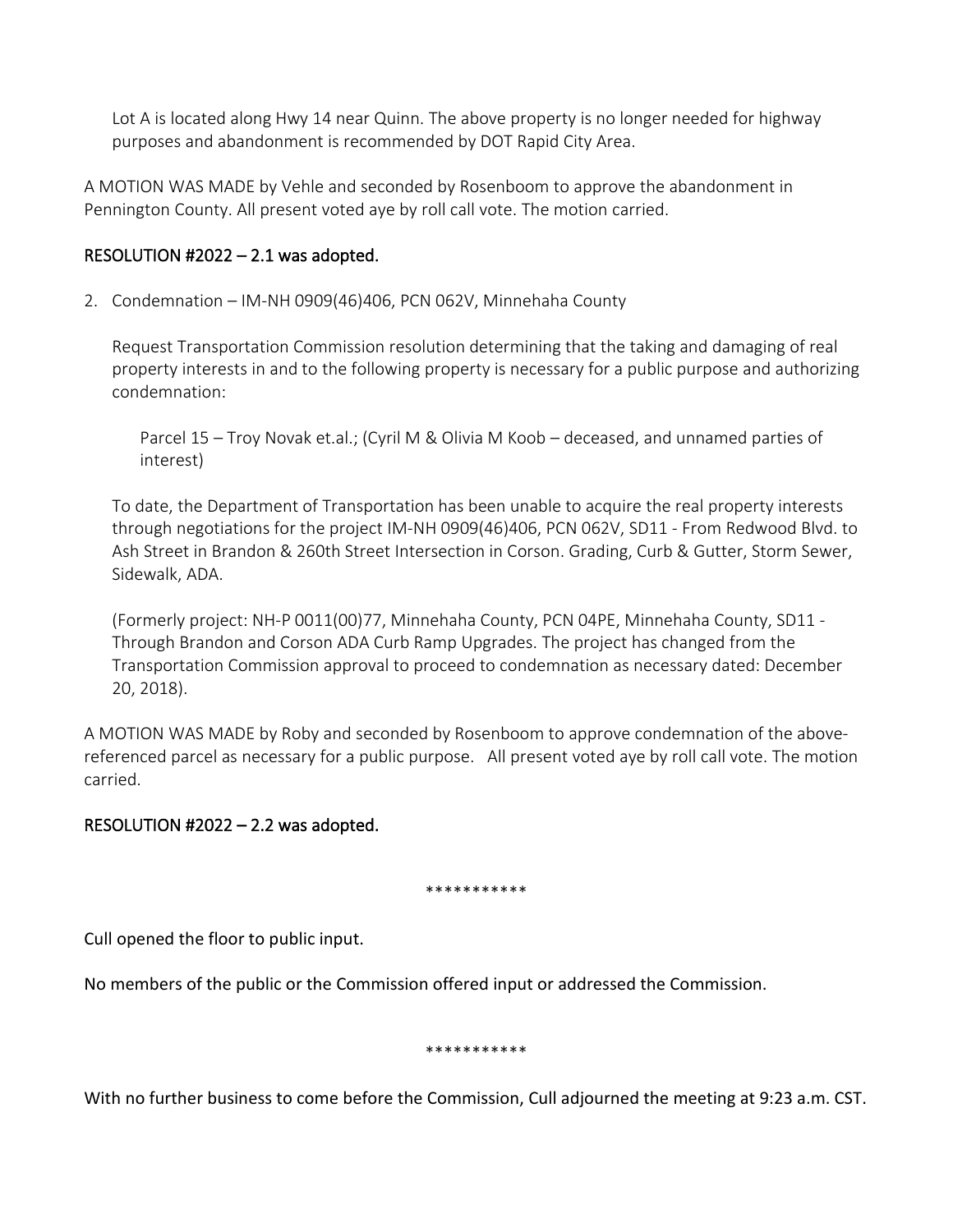Lot A is located along Hwy 14 near Quinn. The above property is no longer needed for highway purposes and abandonment is recommended by DOT Rapid City Area.

A MOTION WAS MADE by Vehle and seconded by Rosenboom to approve the abandonment in Pennington County. All present voted aye by roll call vote. The motion carried.

RESOLUTION #2022 – 2.1 was adopted.

2. Condemnation – IM-NH 0909(46)406, PCN 062V, Minnehaha County

   Request Transportation Commission resolution determining that the taking and damaging of real property interests in and to the following property is necessary for a public purpose and authorizing condemnation:

   Parcel 15 – Troy Novak et.al.; (Cyril M & Olivia M Koob – deceased, and unnamed parties of interest)

   To date, the Department of Transportation has been unable to acquire the real property interests through negotiations for the project IM-NH 0909(46)406, PCN 062V, SD11 - From Redwood Blvd. to Ash Street in Brandon & 260th Street Intersection in Corson. Grading, Curb & Gutter, Storm Sewer, Sidewalk, ADA.

   (Formerly project: NH-P 0011(00)77, Minnehaha County, PCN 04PE, Minnehaha County, SD11 - Through Brandon and Corson ADA Curb Ramp Upgrades. The project has changed from the Transportation Commission approval to proceed to condemnation as necessary dated: December 20, 2018).

A MOTION WAS MADE by Roby and seconded by Rosenboom to approve condemnation of the above-referenced parcel as necessary for a public purpose. All present voted aye by roll call vote. The motion carried.

RESOLUTION #2022 – 2.2 was adopted.

\*\*\*\*\*\*\*\*\*\*\*

Cull opened the floor to public input.

No members of the public or the Commission offered input or addressed the Commission.

\*\*\*\*\*\*\*\*\*\*\*

With no further business to come before the Commission, Cull adjourned the meeting at 9:23 a.m. CST.